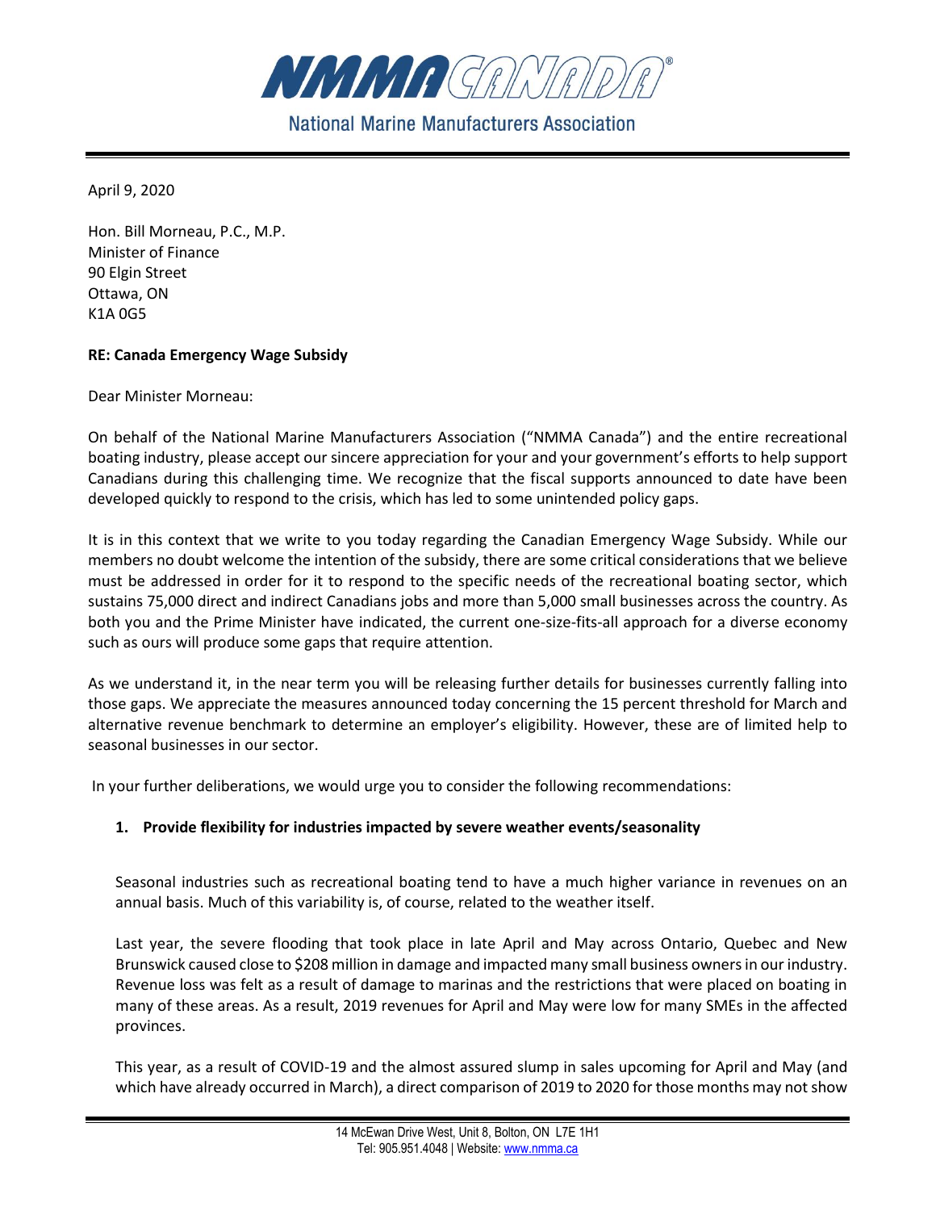# NMMA CANADA®

National Marine Manufacturers Association

April 9, 2020

Hon. Bill Morneau, P.C., M.P.
Minister of Finance
90 Elgin Street
Ottawa, ON
K1A 0G5

**RE: Canada Emergency Wage Subsidy**

Dear Minister Morneau:

On behalf of the National Marine Manufacturers Association ("NMMA Canada") and the entire recreational boating industry, please accept our sincere appreciation for your and your government's efforts to help support Canadians during this challenging time. We recognize that the fiscal supports announced to date have been developed quickly to respond to the crisis, which has led to some unintended policy gaps.

It is in this context that we write to you today regarding the Canadian Emergency Wage Subsidy. While our members no doubt welcome the intention of the subsidy, there are some critical considerations that we believe must be addressed in order for it to respond to the specific needs of the recreational boating sector, which sustains 75,000 direct and indirect Canadians jobs and more than 5,000 small businesses across the country. As both you and the Prime Minister have indicated, the current one-size-fits-all approach for a diverse economy such as ours will produce some gaps that require attention.

As we understand it, in the near term you will be releasing further details for businesses currently falling into those gaps. We appreciate the measures announced today concerning the 15 percent threshold for March and alternative revenue benchmark to determine an employer's eligibility. However, these are of limited help to seasonal businesses in our sector.

In your further deliberations, we would urge you to consider the following recommendations:

1. **Provide flexibility for industries impacted by severe weather events/seasonality**

   Seasonal industries such as recreational boating tend to have a much higher variance in revenues on an annual basis. Much of this variability is, of course, related to the weather itself.

   Last year, the severe flooding that took place in late April and May across Ontario, Quebec and New Brunswick caused close to $208 million in damage and impacted many small business owners in our industry. Revenue loss was felt as a result of damage to marinas and the restrictions that were placed on boating in many of these areas. As a result, 2019 revenues for April and May were low for many SMEs in the affected provinces.

   This year, as a result of COVID-19 and the almost assured slump in sales upcoming for April and May (and which have already occurred in March), a direct comparison of 2019 to 2020 for those months may not show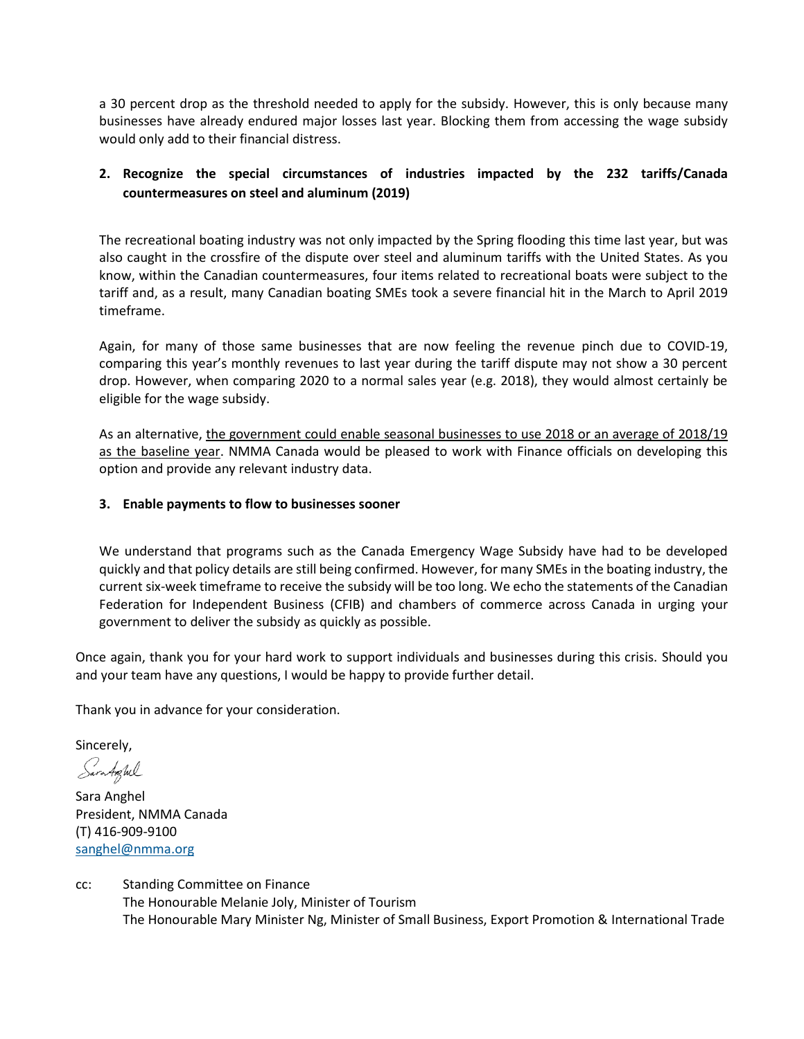a 30 percent drop as the threshold needed to apply for the subsidy. However, this is only because many businesses have already endured major losses last year. Blocking them from accessing the wage subsidy would only add to their financial distress.

2. **Recognize the special circumstances of industries impacted by the 232 tariffs/Canada countermeasures on steel and aluminum (2019)**

   The recreational boating industry was not only impacted by the Spring flooding this time last year, but was also caught in the crossfire of the dispute over steel and aluminum tariffs with the United States. As you know, within the Canadian countermeasures, four items related to recreational boats were subject to the tariff and, as a result, many Canadian boating SMEs took a severe financial hit in the March to April 2019 timeframe.

   Again, for many of those same businesses that are now feeling the revenue pinch due to COVID-19, comparing this year's monthly revenues to last year during the tariff dispute may not show a 30 percent drop. However, when comparing 2020 to a normal sales year (e.g. 2018), they would almost certainly be eligible for the wage subsidy.

   As an alternative, the government could enable seasonal businesses to use 2018 or an average of 2018/19 as the baseline year. NMMA Canada would be pleased to work with Finance officials on developing this option and provide any relevant industry data.

3. **Enable payments to flow to businesses sooner**

   We understand that programs such as the Canada Emergency Wage Subsidy have had to be developed quickly and that policy details are still being confirmed. However, for many SMEs in the boating industry, the current six-week timeframe to receive the subsidy will be too long. We echo the statements of the Canadian Federation for Independent Business (CFIB) and chambers of commerce across Canada in urging your government to deliver the subsidy as quickly as possible.

Once again, thank you for your hard work to support individuals and businesses during this crisis. Should you and your team have any questions, I would be happy to provide further detail.

Thank you in advance for your consideration.

Sincerely,

Sara Anghel
President, NMMA Canada
(T) 416-909-9100
sanghel@nmma.org

cc: Standing Committee on Finance
The Honourable Melanie Joly, Minister of Tourism
The Honourable Mary Minister Ng, Minister of Small Business, Export Promotion & International Trade